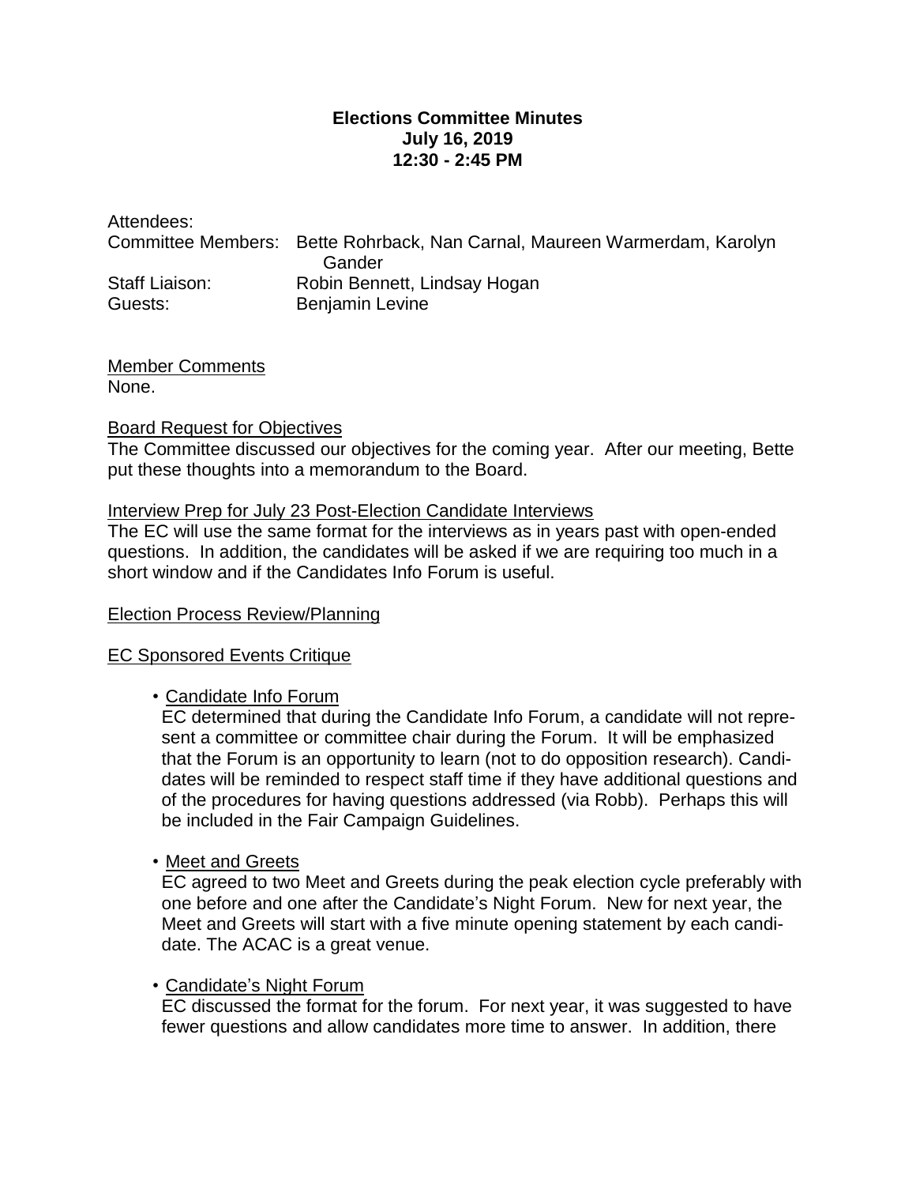**Elections Committee Minutes**
**July 16, 2019**
**12:30 - 2:45 PM**

Attendees:
Committee Members: Bette Rohrback, Nan Carnal, Maureen Warmerdam, Karolyn Gander
Staff Liaison: Robin Bennett, Lindsay Hogan
Guests: Benjamin Levine

Member Comments
None.

Board Request for Objectives
The Committee discussed our objectives for the coming year. After our meeting, Bette put these thoughts into a memorandum to the Board.

Interview Prep for July 23 Post-Election Candidate Interviews
The EC will use the same format for the interviews as in years past with open-ended questions. In addition, the candidates will be asked if we are requiring too much in a short window and if the Candidates Info Forum is useful.

Election Process Review/Planning

EC Sponsored Events Critique

- Candidate Info Forum
  EC determined that during the Candidate Info Forum, a candidate will not represent a committee or committee chair during the Forum. It will be emphasized that the Forum is an opportunity to learn (not to do opposition research). Candidates will be reminded to respect staff time if they have additional questions and of the procedures for having questions addressed (via Robb). Perhaps this will be included in the Fair Campaign Guidelines.

- Meet and Greets
  EC agreed to two Meet and Greets during the peak election cycle preferably with one before and one after the Candidate's Night Forum. New for next year, the Meet and Greets will start with a five minute opening statement by each candidate. The ACAC is a great venue.

- Candidate's Night Forum
  EC discussed the format for the forum. For next year, it was suggested to have fewer questions and allow candidates more time to answer. In addition, there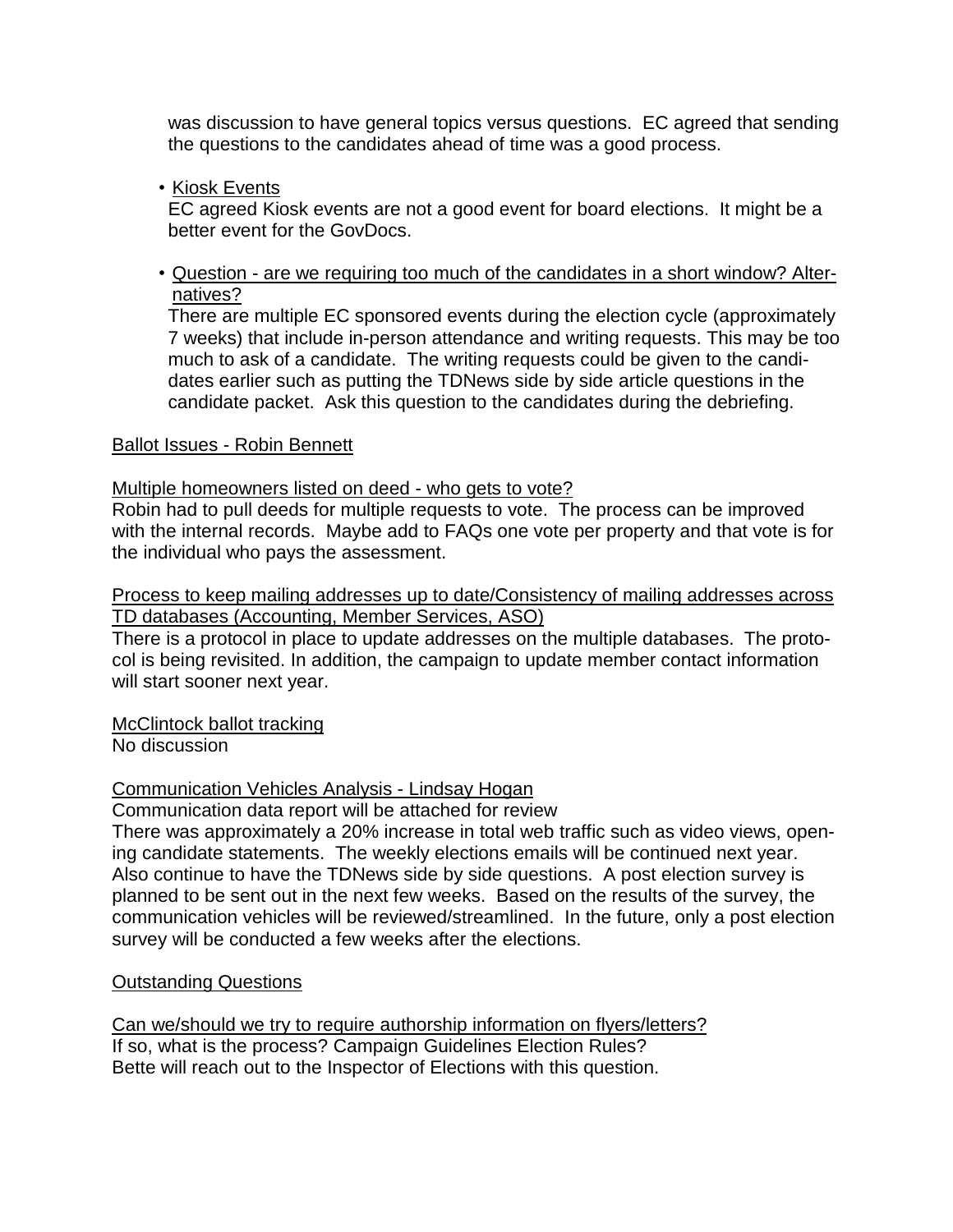was discussion to have general topics versus questions. EC agreed that sending the questions to the candidates ahead of time was a good process.

- <u>Kiosk Events</u>
  EC agreed Kiosk events are not a good event for board elections. It might be a better event for the GovDocs.

- <u>Question - are we requiring too much of the candidates in a short window? Alternatives?</u>
  There are multiple EC sponsored events during the election cycle (approximately 7 weeks) that include in-person attendance and writing requests. This may be too much to ask of a candidate. The writing requests could be given to the candidates earlier such as putting the TDNews side by side article questions in the candidate packet. Ask this question to the candidates during the debriefing.

<u>Ballot Issues - Robin Bennett</u>

<u>Multiple homeowners listed on deed - who gets to vote?</u>
Robin had to pull deeds for multiple requests to vote. The process can be improved with the internal records. Maybe add to FAQs one vote per property and that vote is for the individual who pays the assessment.

<u>Process to keep mailing addresses up to date/Consistency of mailing addresses across TD databases (Accounting, Member Services, ASO)</u>
There is a protocol in place to update addresses on the multiple databases. The protocol is being revisited. In addition, the campaign to update member contact information will start sooner next year.

<u>McClintock ballot tracking</u>
No discussion

<u>Communication Vehicles Analysis - Lindsay Hogan</u>
Communication data report will be attached for review
There was approximately a 20% increase in total web traffic such as video views, opening candidate statements. The weekly elections emails will be continued next year. Also continue to have the TDNews side by side questions. A post election survey is planned to be sent out in the next few weeks. Based on the results of the survey, the communication vehicles will be reviewed/streamlined. In the future, only a post election survey will be conducted a few weeks after the elections.

<u>Outstanding Questions</u>

<u>Can we/should we try to require authorship information on flyers/letters?</u>
If so, what is the process? Campaign Guidelines Election Rules?
Bette will reach out to the Inspector of Elections with this question.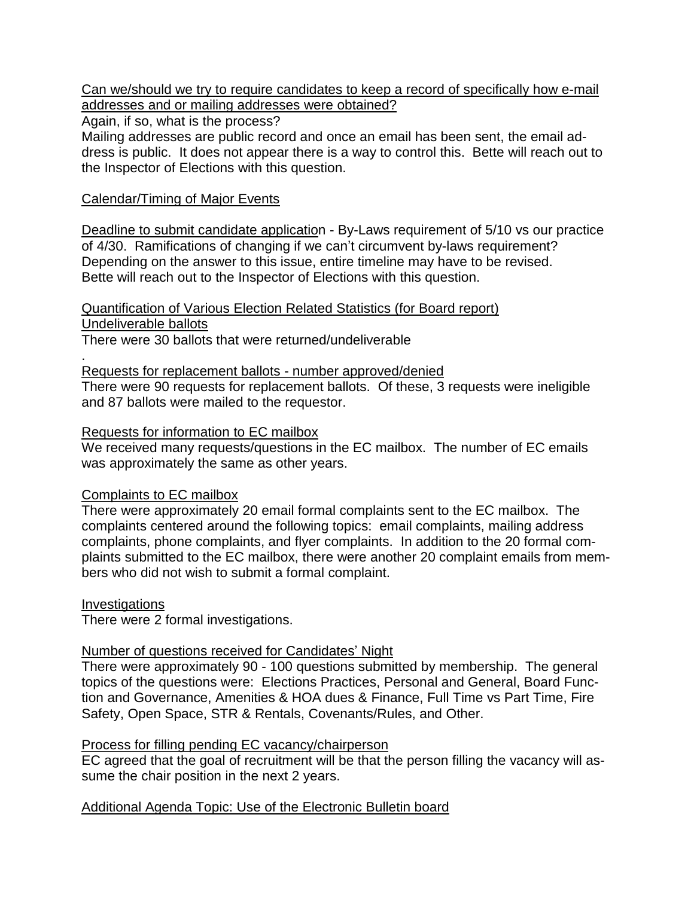Can we/should we try to require candidates to keep a record of specifically how e-mail addresses and or mailing addresses were obtained?

Again, if so, what is the process?

Mailing addresses are public record and once an email has been sent, the email address is public. It does not appear there is a way to control this. Bette will reach out to the Inspector of Elections with this question.

Calendar/Timing of Major Events

Deadline to submit candidate application - By-Laws requirement of 5/10 vs our practice of 4/30. Ramifications of changing if we can't circumvent by-laws requirement? Depending on the answer to this issue, entire timeline may have to be revised. Bette will reach out to the Inspector of Elections with this question.

Quantification of Various Election Related Statistics (for Board report)

Undeliverable ballots

There were 30 ballots that were returned/undeliverable

.

Requests for replacement ballots - number approved/denied

There were 90 requests for replacement ballots. Of these, 3 requests were ineligible and 87 ballots were mailed to the requestor.

Requests for information to EC mailbox

We received many requests/questions in the EC mailbox. The number of EC emails was approximately the same as other years.

Complaints to EC mailbox

There were approximately 20 email formal complaints sent to the EC mailbox. The complaints centered around the following topics: email complaints, mailing address complaints, phone complaints, and flyer complaints. In addition to the 20 formal complaints submitted to the EC mailbox, there were another 20 complaint emails from members who did not wish to submit a formal complaint.

Investigations

There were 2 formal investigations.

Number of questions received for Candidates' Night

There were approximately 90 - 100 questions submitted by membership. The general topics of the questions were: Elections Practices, Personal and General, Board Function and Governance, Amenities & HOA dues & Finance, Full Time vs Part Time, Fire Safety, Open Space, STR & Rentals, Covenants/Rules, and Other.

Process for filling pending EC vacancy/chairperson

EC agreed that the goal of recruitment will be that the person filling the vacancy will assume the chair position in the next 2 years.

Additional Agenda Topic: Use of the Electronic Bulletin board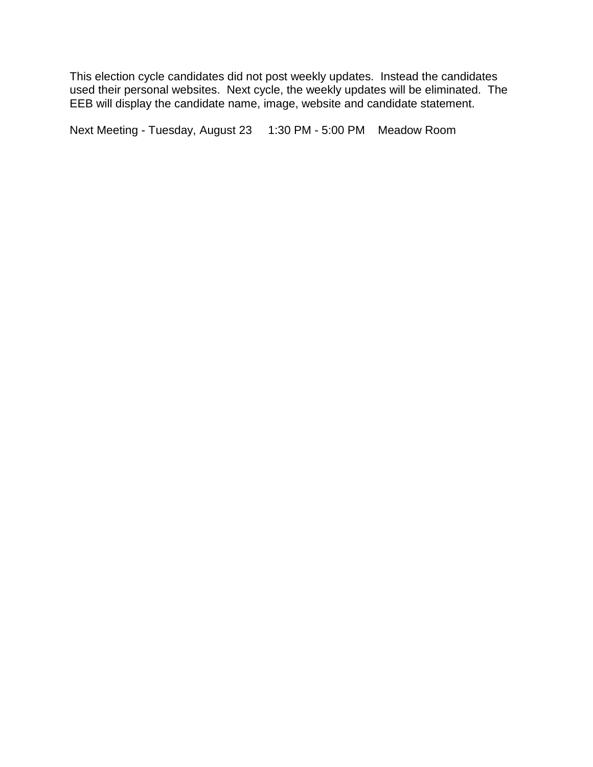This election cycle candidates did not post weekly updates. Instead the candidates used their personal websites. Next cycle, the weekly updates will be eliminated. The EEB will display the candidate name, image, website and candidate statement.

Next Meeting - Tuesday, August 23 1:30 PM - 5:00 PM Meadow Room